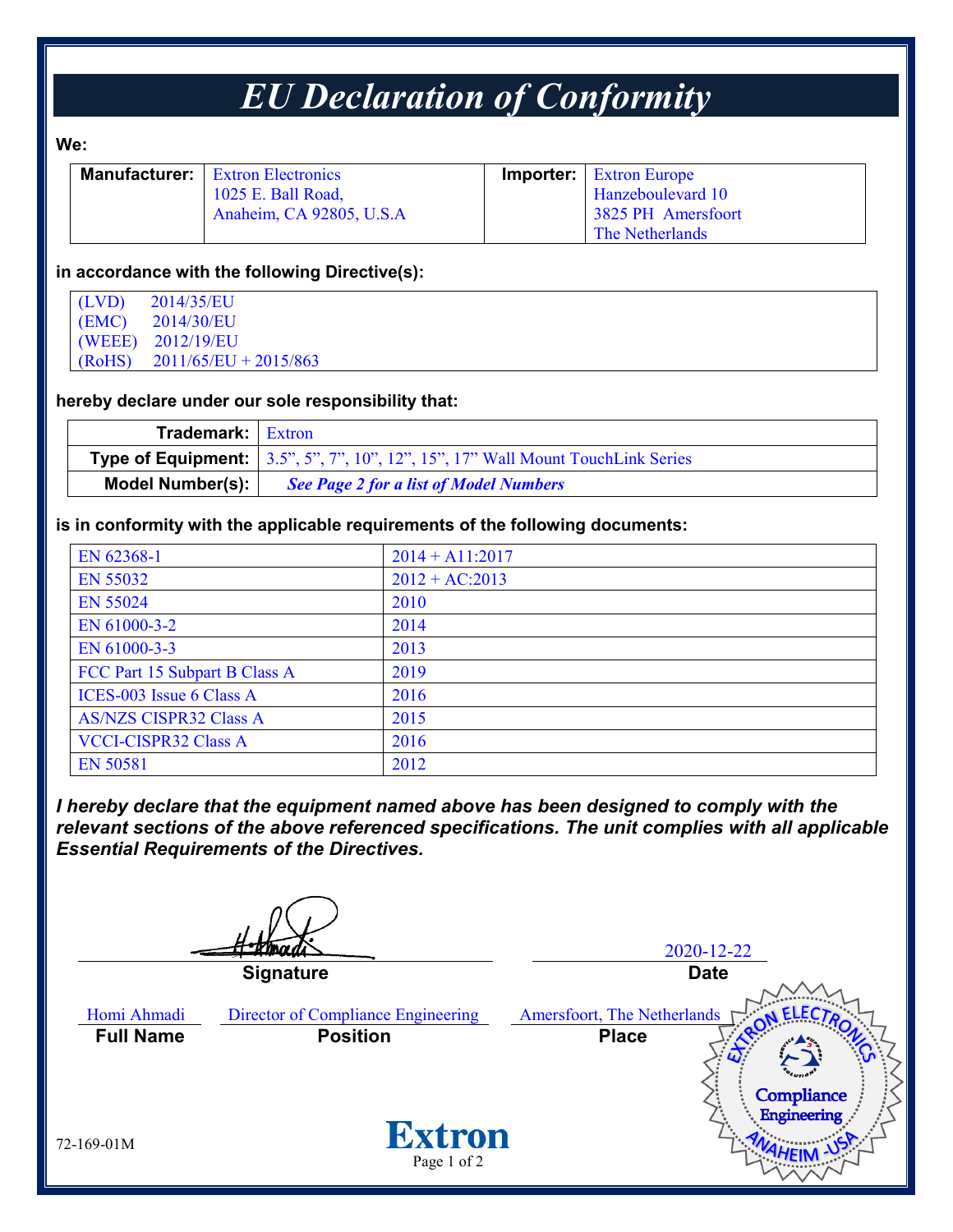# EU Declaration of Conformity

**We:**

| **Manufacturer:** | Extron Electronics<br>1025 E. Ball Road,<br>Anaheim, CA 92805, U.S.A | **Importer:** | Extron Europe<br>Hanzeboulevard 10<br>3825 PH Amersfoort<br>The Netherlands |
|---|---|---|---|

**in accordance with the following Directive(s):**

(LVD) 2014/35/EU
(EMC) 2014/30/EU
(WEEE) 2012/19/EU
(RoHS) 2011/65/EU + 2015/863

**hereby declare under our sole responsibility that:**

| | |
|---|---|
| **Trademark:** | Extron |
| **Type of Equipment:** | 3.5”, 5”, 7”, 10”, 12”, 15”, 17” Wall Mount TouchLink Series |
| **Model Number(s):** | ***See Page 2 for a list of Model Numbers*** |

**is in conformity with the applicable requirements of the following documents:**

| | |
|---|---|
| EN 62368-1 | 2014 + A11:2017 |
| EN 55032 | 2012 + AC:2013 |
| EN 55024 | 2010 |
| EN 61000-3-2 | 2014 |
| EN 61000-3-3 | 2013 |
| FCC Part 15 Subpart B Class A | 2019 |
| ICES-003 Issue 6 Class A | 2016 |
| AS/NZS CISPR32 Class A | 2015 |
| VCCI-CISPR32 Class A | 2016 |
| EN 50581 | 2012 |

***I hereby declare that the equipment named above has been designed to comply with the relevant sections of the above referenced specifications. The unit complies with all applicable Essential Requirements of the Directives.***

**Signature**

2020-12-22
**Date**

Homi Ahmadi
**Full Name**

Director of Compliance Engineering
**Position**

Amersfoort, The Netherlands
**Place**

Extron Electronics Compliance Engineering Anaheim - USA

72-169-01M

Extron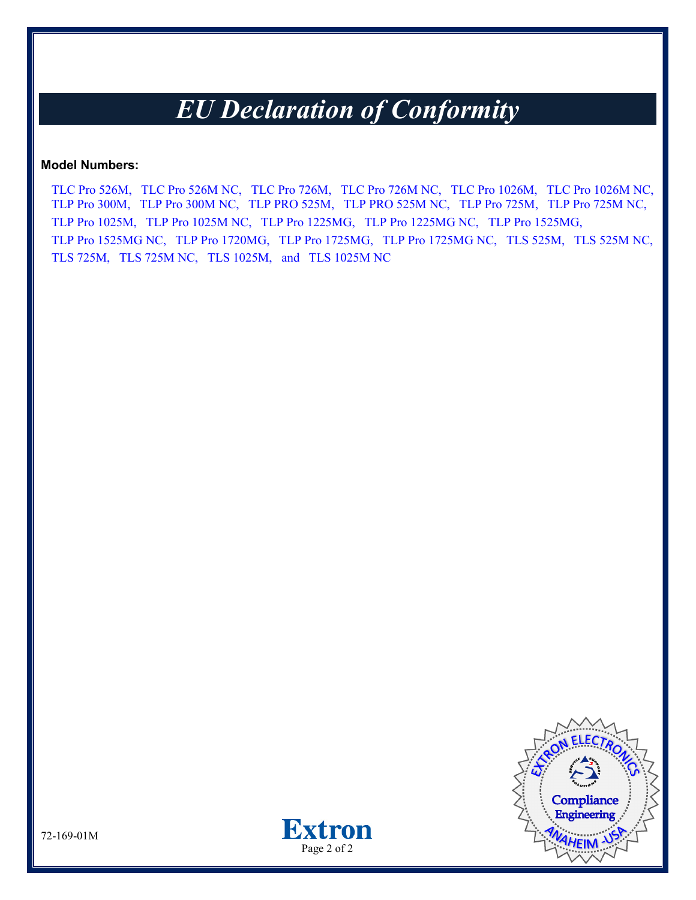# *EU Declaration of Conformity*

**Model Numbers:**

TLC Pro 526M, TLC Pro 526M NC, TLC Pro 726M, TLC Pro 726M NC, TLC Pro 1026M, TLC Pro 1026M NC, TLP Pro 300M, TLP Pro 300M NC, TLP PRO 525M, TLP PRO 525M NC, TLP Pro 725M, TLP Pro 725M NC, TLP Pro 1025M, TLP Pro 1025M NC, TLP Pro 1225MG, TLP Pro 1225MG NC, TLP Pro 1525MG, TLP Pro 1525MG NC, TLP Pro 1720MG, TLP Pro 1725MG, TLP Pro 1725MG NC, TLS 525M, TLS 525M NC, TLS 725M, TLS 725M NC, TLS 1025M, and TLS 1025M NC

72-169-01M

Extron

EXTRON ELECTRONICS Compliance Engineering ANAHEIM -USA